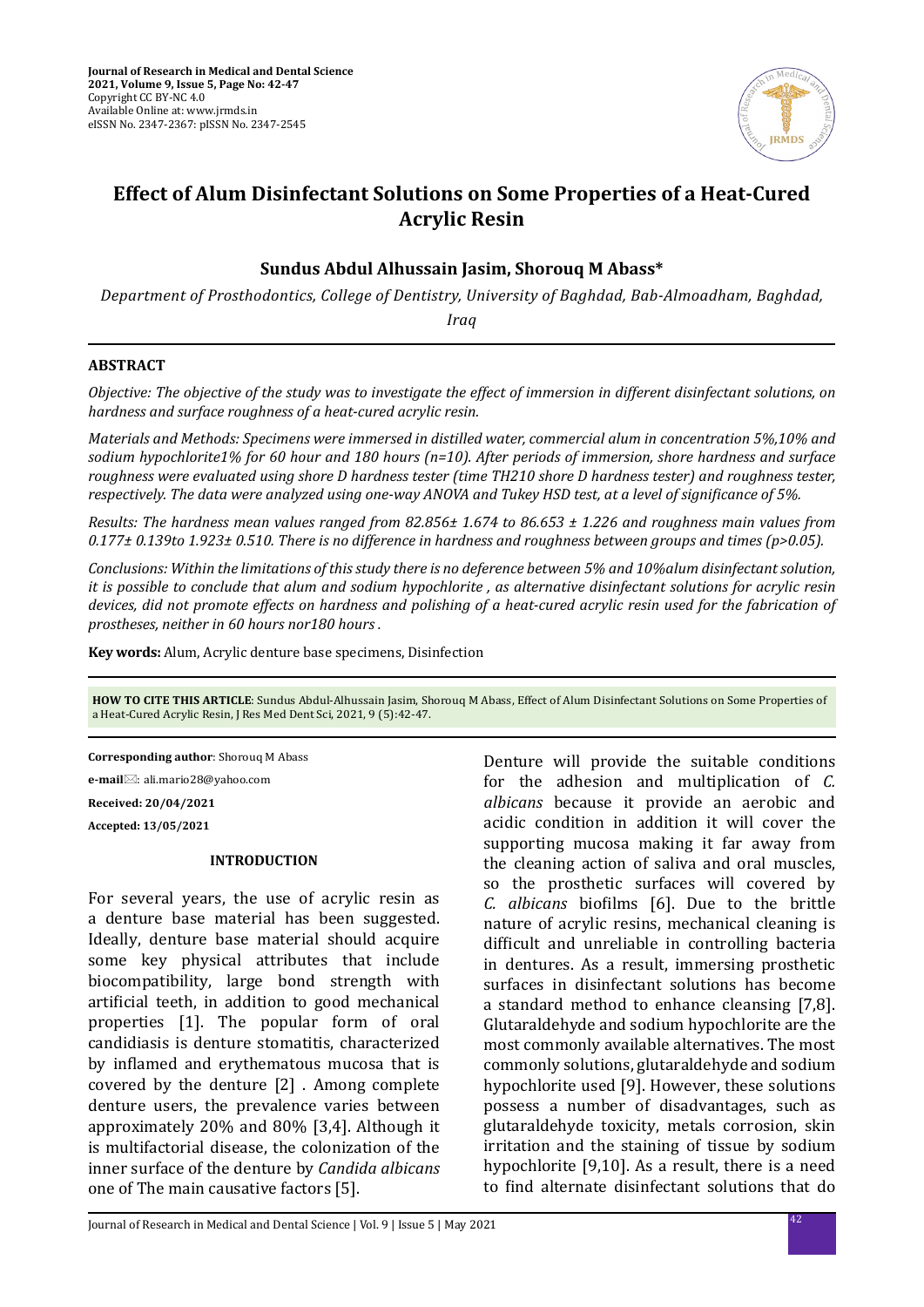# Effect of Alum Disinfectant Solutions on Some Properties of a Heat-Cured Acrylic Resin

**Sundus Abdul Alhussain Jasim, Shorouq M Abass***

*Department of Prosthodontics, College of Dentistry, University of Baghdad, Bab-Almoadham, Baghdad, Iraq*

## ABSTRACT

*Objective: The objective of the study was to investigate the effect of immersion in different disinfectant solutions, on hardness and surface roughness of a heat-cured acrylic resin.*

*Materials and Methods: Specimens were immersed in distilled water, commercial alum in concentration 5%,10% and sodium hypochlorite1% for 60 hour and 180 hours (n=10). After periods of immersion, shore hardness and surface roughness were evaluated using shore D hardness tester (time TH210 shore D hardness tester) and roughness tester, respectively. The data were analyzed using one-way ANOVA and Tukey HSD test, at a level of significance of 5%.*

*Results: The hardness mean values ranged from 82.856± 1.674 to 86.653 ± 1.226 and roughness main values from 0.177± 0.139to 1.923± 0.510. There is no difference in hardness and roughness between groups and times (p>0.05).*

*Conclusions: Within the limitations of this study there is no deference between 5% and 10%alum disinfectant solution, it is possible to conclude that alum and sodium hypochlorite , as alternative disinfectant solutions for acrylic resin devices, did not promote effects on hardness and polishing of a heat-cured acrylic resin used for the fabrication of prostheses, neither in 60 hours nor180 hours .*

**Key words:** Alum, Acrylic denture base specimens, Disinfection

**HOW TO CITE THIS ARTICLE**: Sundus Abdul-Alhussain Jasim, Shorouq M Abass, Effect of Alum Disinfectant Solutions on Some Properties of a Heat-Cured Acrylic Resin, J Res Med Dent Sci, 2021, 9 (5):42-47.

**Corresponding author**: Shorouq M Abass

**e-mail**: ali.mario28@yahoo.com

**Received: 20/04/2021**

**Accepted: 13/05/2021**

## INTRODUCTION

For several years, the use of acrylic resin as a denture base material has been suggested. Ideally, denture base material should acquire some key physical attributes that include biocompatibility, large bond strength with artificial teeth, in addition to good mechanical properties [1]. The popular form of oral candidiasis is denture stomatitis, characterized by inflamed and erythematous mucosa that is covered by the denture [2] . Among complete denture users, the prevalence varies between approximately 20% and 80% [3,4]. Although it is multifactorial disease, the colonization of the inner surface of the denture by *Candida albicans* one of The main causative factors [5].

Denture will provide the suitable conditions for the adhesion and multiplication of *C. albicans* because it provide an aerobic and acidic condition in addition it will cover the supporting mucosa making it far away from the cleaning action of saliva and oral muscles, so the prosthetic surfaces will covered by *C. albicans* biofilms [6]. Due to the brittle nature of acrylic resins, mechanical cleaning is difficult and unreliable in controlling bacteria in dentures. As a result, immersing prosthetic surfaces in disinfectant solutions has become a standard method to enhance cleansing [7,8]. Glutaraldehyde and sodium hypochlorite are the most commonly available alternatives. The most commonly solutions, glutaraldehyde and sodium hypochlorite used [9]. However, these solutions possess a number of disadvantages, such as glutaraldehyde toxicity, metals corrosion, skin irritation and the staining of tissue by sodium hypochlorite [9,10]. As a result, there is a need to find alternate disinfectant solutions that do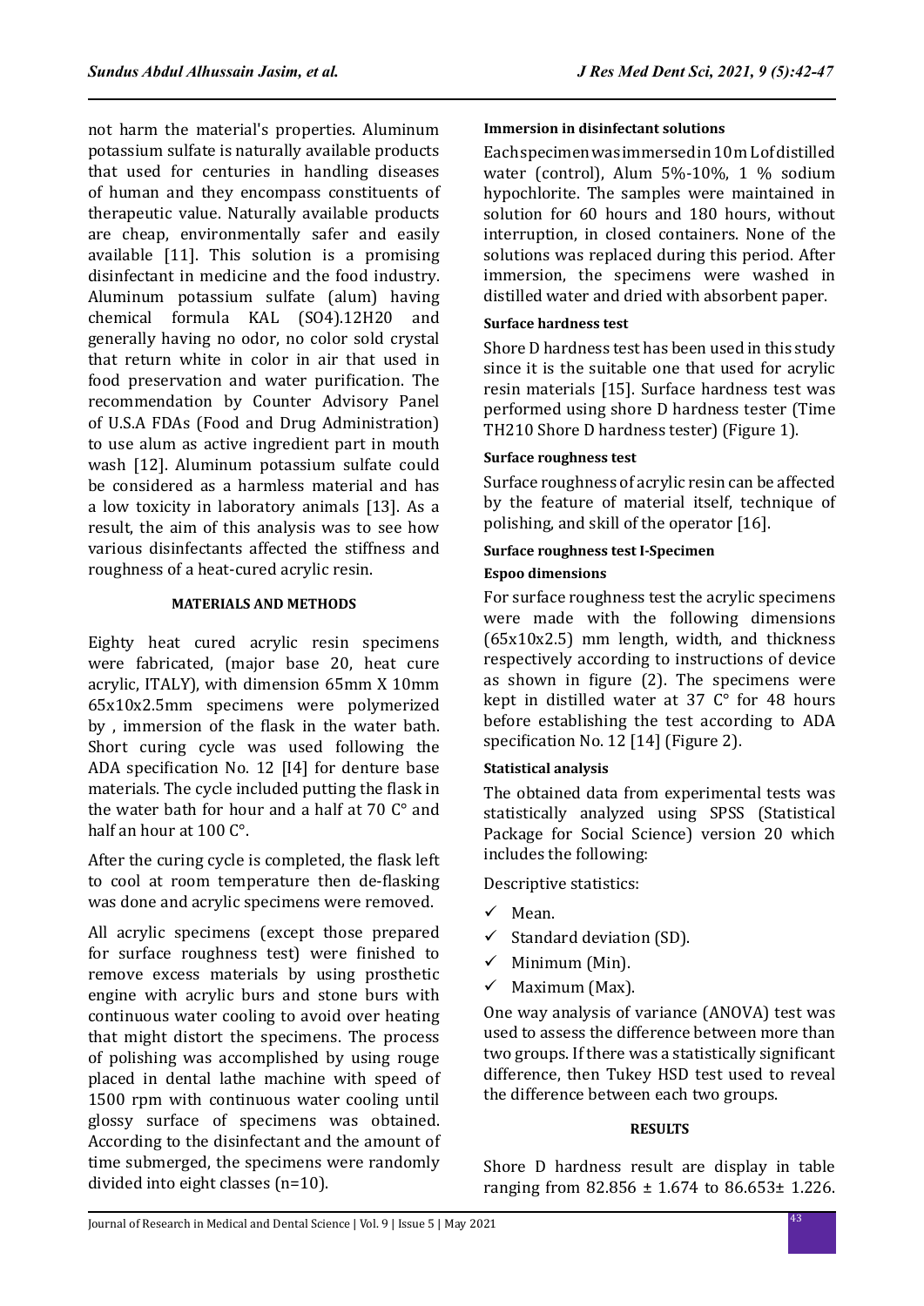not harm the material's properties. Aluminum potassium sulfate is naturally available products that used for centuries in handling diseases of human and they encompass constituents of therapeutic value. Naturally available products are cheap, environmentally safer and easily available [11]. This solution is a promising disinfectant in medicine and the food industry. Aluminum potassium sulfate (alum) having chemical formula KAL $(SO4).12H20$ and generally having no odor, no color sold crystal that return white in color in air that used in food preservation and water purification. The recommendation by Counter Advisory Panel of U.S.A FDAs (Food and Drug Administration) to use alum as active ingredient part in mouth wash [12]. Aluminum potassium sulfate could be considered as a harmless material and has a low toxicity in laboratory animals [13]. As a result, the aim of this analysis was to see how various disinfectants affected the stiffness and roughness of a heat-cured acrylic resin.

## MATERIALS AND METHODS

Eighty heat cured acrylic resin specimens were fabricated, (major base 20, heat cure acrylic, ITALY), with dimension 65mm X 10mm 65x10x2.5mm specimens were polymerized by , immersion of the flask in the water bath. Short curing cycle was used following the ADA specification No. 12 [I4] for denture base materials. The cycle included putting the flask in the water bath for hour and a half at 70 C° and half an hour at 100 C°.

After the curing cycle is completed, the flask left to cool at room temperature then de-flasking was done and acrylic specimens were removed.

All acrylic specimens (except those prepared for surface roughness test) were finished to remove excess materials by using prosthetic engine with acrylic burs and stone burs with continuous water cooling to avoid over heating that might distort the specimens. The process of polishing was accomplished by using rouge placed in dental lathe machine with speed of 1500 rpm with continuous water cooling until glossy surface of specimens was obtained. According to the disinfectant and the amount of time submerged, the specimens were randomly divided into eight classes (n=10).

### Immersion in disinfectant solutions

Each specimen was immersed in 10 m L of distilled water (control), Alum 5%-10%, 1 % sodium hypochlorite. The samples were maintained in solution for 60 hours and 180 hours, without interruption, in closed containers. None of the solutions was replaced during this period. After immersion, the specimens were washed in distilled water and dried with absorbent paper.

### Surface hardness test

Shore D hardness test has been used in this study since it is the suitable one that used for acrylic resin materials [15]. Surface hardness test was performed using shore D hardness tester (Time TH210 Shore D hardness tester) (Figure 1).

### Surface roughness test

Surface roughness of acrylic resin can be affected by the feature of material itself, technique of polishing, and skill of the operator [16].

### Surface roughness test I-Specimen

### Espoo dimensions

For surface roughness test the acrylic specimens were made with the following dimensions (65x10x2.5) mm length, width, and thickness respectively according to instructions of device as shown in figure (2). The specimens were kept in distilled water at 37 C° for 48 hours before establishing the test according to ADA specification No. 12 [14] (Figure 2).

### Statistical analysis

The obtained data from experimental tests was statistically analyzed using SPSS (Statistical Package for Social Science) version 20 which includes the following:

Descriptive statistics:

- ✓ Mean.
- ✓ Standard deviation (SD).
- ✓ Minimum (Min).
- ✓ Maximum (Max).

One way analysis of variance (ANOVA) test was used to assess the difference between more than two groups. If there was a statistically significant difference, then Tukey HSD test used to reveal the difference between each two groups.

## RESULTS

Shore D hardness result are display in table ranging from 82.856 ± 1.674 to 86.653± 1.226.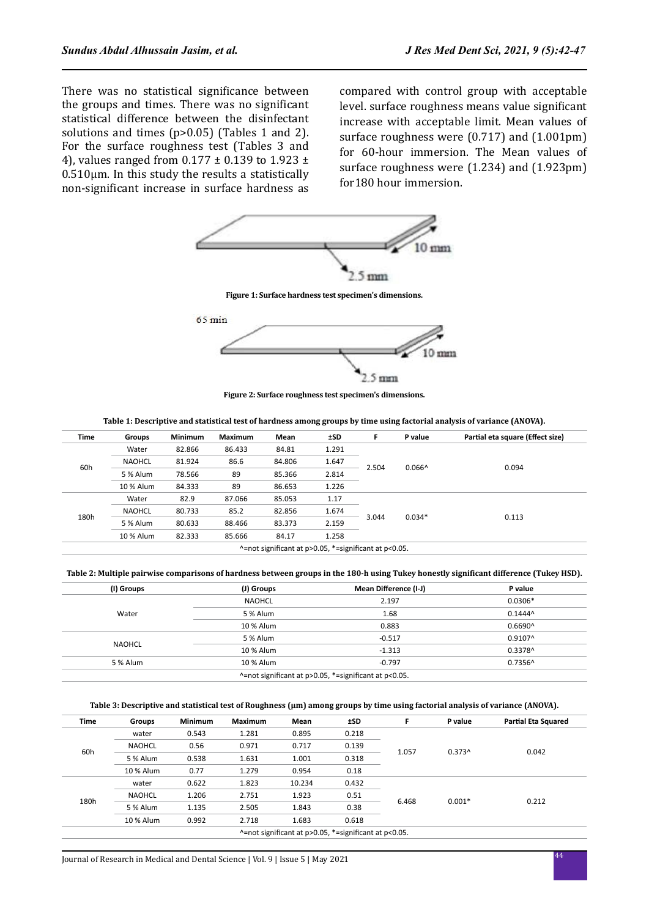There was no statistical significance between the groups and times. There was no significant statistical difference between the disinfectant solutions and times ($p>0.05$) (Tables 1 and 2). For the surface roughness test (Tables 3 and 4), values ranged from 0.177 ± 0.139 to 1.923 ± 0.510µm. In this study the results a statistically non-significant increase in surface hardness as compared with control group with acceptable level. surface roughness means value significant increase with acceptable limit. Mean values of surface roughness were (0.717) and (1.001pm) for 60-hour immersion. The Mean values of surface roughness were (1.234) and (1.923pm) for180 hour immersion.

**Figure 1: Surface hardness test specimen's dimensions.**

**Figure 2: Surface roughness test specimen's dimensions.**

**Table 1: Descriptive and statistical test of hardness among groups by time using factorial analysis of variance (ANOVA).**

| Time | Groups | Minimum | Maximum | Mean | ±SD | F | P value | Partial eta square (Effect size) |
|---|---|---|---|---|---|---|---|---|
| 60h | Water | 82.866 | 86.433 | 84.81 | 1.291 | 2.504 | 0.066^ | 0.094 |
| | NAOHCL | 81.924 | 86.6 | 84.806 | 1.647 | | | |
| | 5 % Alum | 78.566 | 89 | 85.366 | 2.814 | | | |
| | 10 % Alum | 84.333 | 89 | 86.653 | 1.226 | | | |
| 180h | Water | 82.9 | 87.066 | 85.053 | 1.17 | 3.044 | 0.034* | 0.113 |
| | NAOHCL | 80.733 | 85.2 | 82.856 | 1.674 | | | |
| | 5 % Alum | 80.633 | 88.466 | 83.373 | 2.159 | | | |
| | 10 % Alum | 82.333 | 85.666 | 84.17 | 1.258 | | | |

^=not significant at p>0.05, *=significant at p<0.05.

**Table 2: Multiple pairwise comparisons of hardness between groups in the 180-h using Tukey honestly significant difference (Tukey HSD).**

| (I) Groups | (J) Groups | Mean Difference (I-J) | P value |
|---|---|---|---|
| Water | NAOHCL | 2.197 | 0.0306* |
| | 5 % Alum | 1.68 | 0.1444^ |
| | 10 % Alum | 0.883 | 0.6690^ |
| NAOHCL | 5 % Alum | -0.517 | 0.9107^ |
| | 10 % Alum | -1.313 | 0.3378^ |
| 5 % Alum | 10 % Alum | -0.797 | 0.7356^ |

^=not significant at p>0.05, *=significant at p<0.05.

**Table 3: Descriptive and statistical test of Roughness (µm) among groups by time using factorial analysis of variance (ANOVA).**

| Time | Groups | Minimum | Maximum | Mean | ±SD | F | P value | Partial Eta Squared |
|---|---|---|---|---|---|---|---|---|
| 60h | water | 0.543 | 1.281 | 0.895 | 0.218 | 1.057 | 0.373^ | 0.042 |
| | NAOHCL | 0.56 | 0.971 | 0.717 | 0.139 | | | |
| | 5 % Alum | 0.538 | 1.631 | 1.001 | 0.318 | | | |
| | 10 % Alum | 0.77 | 1.279 | 0.954 | 0.18 | | | |
| 180h | water | 0.622 | 1.823 | 10.234 | 0.432 | 6.468 | 0.001* | 0.212 |
| | NAOHCL | 1.206 | 2.751 | 1.923 | 0.51 | | | |
| | 5 % Alum | 1.135 | 2.505 | 1.843 | 0.38 | | | |
| | 10 % Alum | 0.992 | 2.718 | 1.683 | 0.618 | | | |

^=not significant at p>0.05, *=significant at p<0.05.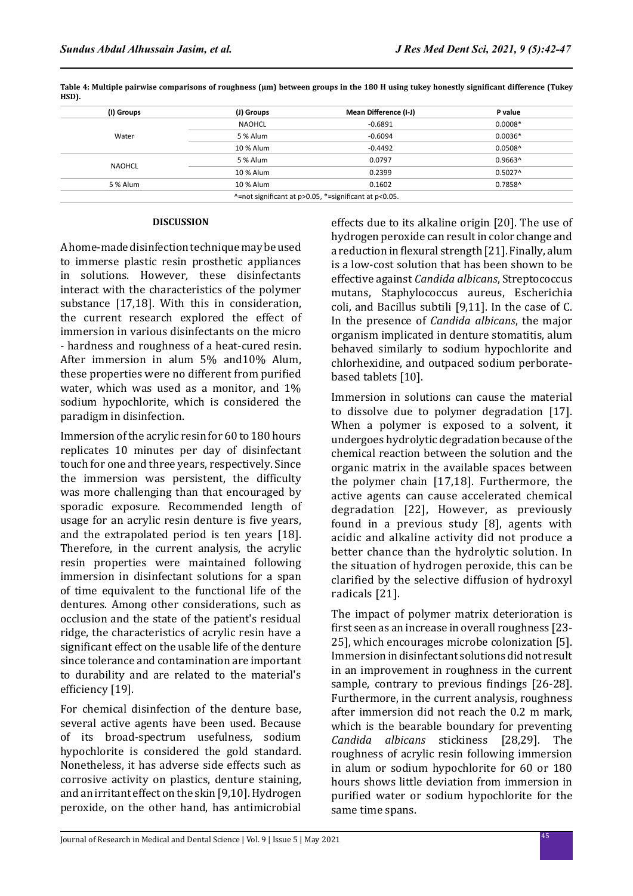**Table 4: Multiple pairwise comparisons of roughness (µm) between groups in the 180 H using tukey honestly significant difference (Tukey HSD).**

| (I) Groups | (J) Groups | Mean Difference (I-J) | P value |
|---|---|---|---|
| Water | NAOHCL | -0.6891 | 0.0008* |
| | 5 % Alum | -0.6094 | 0.0036* |
| | 10 % Alum | -0.4492 | 0.0508^ |
| NAOHCL | 5 % Alum | 0.0797 | 0.9663^ |
| | 10 % Alum | 0.2399 | 0.5027^ |
| 5 % Alum | 10 % Alum | 0.1602 | 0.7858^ |

^=not significant at p>0.05, *=significant at p<0.05.

## DISCUSSION

A home-made disinfection technique may be used to immerse plastic resin prosthetic appliances in solutions. However, these disinfectants interact with the characteristics of the polymer substance [17,18]. With this in consideration, the current research explored the effect of immersion in various disinfectants on the micro - hardness and roughness of a heat-cured resin. After immersion in alum 5% and10% Alum, these properties were no different from purified water, which was used as a monitor, and 1% sodium hypochlorite, which is considered the paradigm in disinfection.

Immersion of the acrylic resin for 60 to 180 hours replicates 10 minutes per day of disinfectant touch for one and three years, respectively. Since the immersion was persistent, the difficulty was more challenging than that encouraged by sporadic exposure. Recommended length of usage for an acrylic resin denture is five years, and the extrapolated period is ten years [18]. Therefore, in the current analysis, the acrylic resin properties were maintained following immersion in disinfectant solutions for a span of time equivalent to the functional life of the dentures. Among other considerations, such as occlusion and the state of the patient's residual ridge, the characteristics of acrylic resin have a significant effect on the usable life of the denture since tolerance and contamination are important to durability and are related to the material's efficiency [19].

For chemical disinfection of the denture base, several active agents have been used. Because of its broad-spectrum usefulness, sodium hypochlorite is considered the gold standard. Nonetheless, it has adverse side effects such as corrosive activity on plastics, denture staining, and an irritant effect on the skin [9,10]. Hydrogen peroxide, on the other hand, has antimicrobial effects due to its alkaline origin [20]. The use of hydrogen peroxide can result in color change and a reduction in flexural strength [21]. Finally, alum is a low-cost solution that has been shown to be effective against *Candida albicans*, Streptococcus mutans, Staphylococcus aureus, Escherichia coli, and Bacillus subtili [9,11]. In the case of C. In the presence of *Candida albicans*, the major organism implicated in denture stomatitis, alum behaved similarly to sodium hypochlorite and chlorhexidine, and outpaced sodium perborate-based tablets [10].

Immersion in solutions can cause the material to dissolve due to polymer degradation [17]. When a polymer is exposed to a solvent, it undergoes hydrolytic degradation because of the chemical reaction between the solution and the organic matrix in the available spaces between the polymer chain [17,18]. Furthermore, the active agents can cause accelerated chemical degradation [22], However, as previously found in a previous study [8], agents with acidic and alkaline activity did not produce a better chance than the hydrolytic solution. In the situation of hydrogen peroxide, this can be clarified by the selective diffusion of hydroxyl radicals [21].

The impact of polymer matrix deterioration is first seen as an increase in overall roughness [23-25], which encourages microbe colonization [5]. Immersion in disinfectant solutions did not result in an improvement in roughness in the current sample, contrary to previous findings [26-28]. Furthermore, in the current analysis, roughness after immersion did not reach the 0.2 m mark, which is the bearable boundary for preventing *Candida albicans* stickiness [28,29]. The roughness of acrylic resin following immersion in alum or sodium hypochlorite for 60 or 180 hours shows little deviation from immersion in purified water or sodium hypochlorite for the same time spans.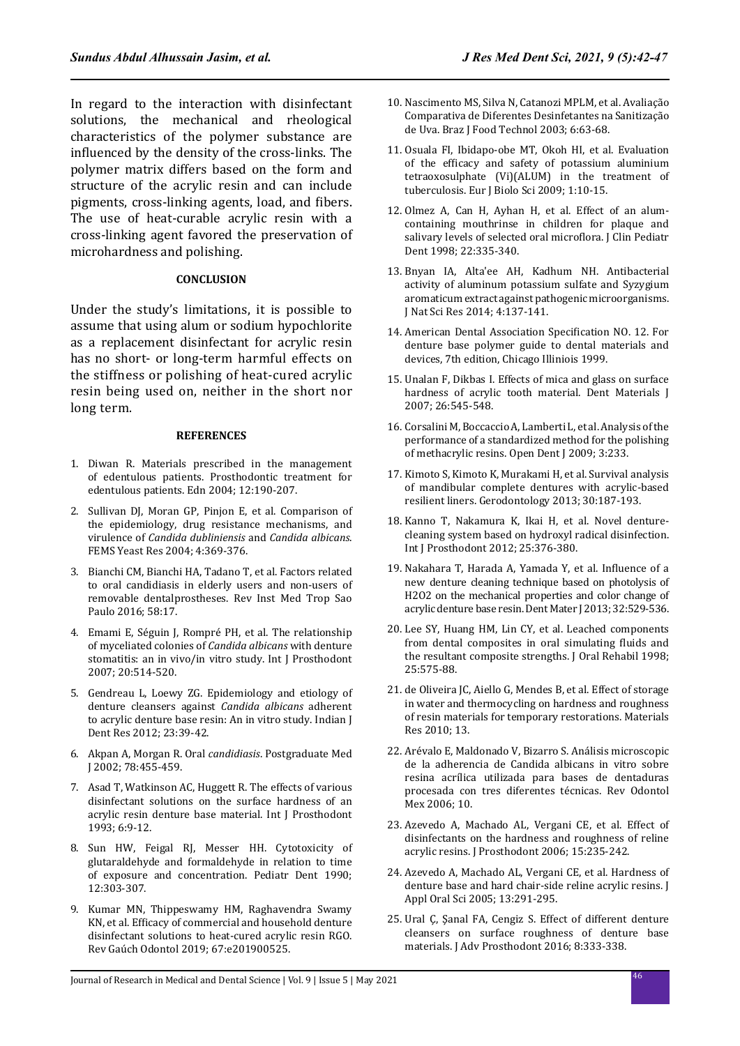In regard to the interaction with disinfectant solutions, the mechanical and rheological characteristics of the polymer substance are influenced by the density of the cross-links. The polymer matrix differs based on the form and structure of the acrylic resin and can include pigments, cross-linking agents, load, and fibers. The use of heat-curable acrylic resin with a cross-linking agent favored the preservation of microhardness and polishing.

## CONCLUSION

Under the study's limitations, it is possible to assume that using alum or sodium hypochlorite as a replacement disinfectant for acrylic resin has no short- or long-term harmful effects on the stiffness or polishing of heat-cured acrylic resin being used on, neither in the short nor long term.

## REFERENCES

1. Diwan R. Materials prescribed in the management of edentulous patients. Prosthodontic treatment for edentulous patients. Edn 2004; 12:190-207.
2. Sullivan DJ, Moran GP, Pinjon E, et al. Comparison of the epidemiology, drug resistance mechanisms, and virulence of *Candida dubliniensis* and *Candida albicans*. FEMS Yeast Res 2004; 4:369-376.
3. Bianchi CM, Bianchi HA, Tadano T, et al. Factors related to oral candidiasis in elderly users and non-users of removable dentalprostheses. Rev Inst Med Trop Sao Paulo 2016; 58:17.
4. Emami E, Séguin J, Rompré PH, et al. The relationship of myceliated colonies of *Candida albicans* with denture stomatitis: an in vivo/in vitro study. Int J Prosthodont 2007; 20:514-520.
5. Gendreau L, Loewy ZG. Epidemiology and etiology of denture cleansers against *Candida albicans* adherent to acrylic denture base resin: An in vitro study. Indian J Dent Res 2012; 23:39-42.
6. Akpan A, Morgan R. Oral *candidiasis*. Postgraduate Med J 2002; 78:455-459.
7. Asad T, Watkinson AC, Huggett R. The effects of various disinfectant solutions on the surface hardness of an acrylic resin denture base material. Int J Prosthodont 1993; 6:9-12.
8. Sun HW, Feigal RJ, Messer HH. Cytotoxicity of glutaraldehyde and formaldehyde in relation to time of exposure and concentration. Pediatr Dent 1990; 12:303-307.
9. Kumar MN, Thippeswamy HM, Raghavendra Swamy KN, et al. Efficacy of commercial and household denture disinfectant solutions to heat-cured acrylic resin RGO. Rev Gaúch Odontol 2019; 67:e201900525.
10. Nascimento MS, Silva N, Catanozi MPLM, et al. Avaliação Comparativa de Diferentes Desinfetantes na Sanitização de Uva. Braz J Food Technol 2003; 6:63-68.
11. Osuala FI, Ibidapo-obe MT, Okoh HI, et al. Evaluation of the efficacy and safety of potassium aluminium tetraoxosulphate (Vi)(ALUM) in the treatment of tuberculosis. Eur J Biolo Sci 2009; 1:10-15.
12. Olmez A, Can H, Ayhan H, et al. Effect of an alum-containing mouthrinse in children for plaque and salivary levels of selected oral microflora. J Clin Pediatr Dent 1998; 22:335-340.
13. Bnyan IA, Alta'ee AH, Kadhum NH. Antibacterial activity of aluminum potassium sulfate and Syzygium aromaticum extract against pathogenic microorganisms. J Nat Sci Res 2014; 4:137-141.
14. American Dental Association Specification NO. 12. For denture base polymer guide to dental materials and devices, 7th edition, Chicago Illiniois 1999.
15. Unalan F, Dikbas I. Effects of mica and glass on surface hardness of acrylic tooth material. Dent Materials J 2007; 26:545-548.
16. Corsalini M, Boccaccio A, Lamberti L, et al. Analysis of the performance of a standardized method for the polishing of methacrylic resins. Open Dent J 2009; 3:233.
17. Kimoto S, Kimoto K, Murakami H, et al. Survival analysis of mandibular complete dentures with acrylic-based resilient liners. Gerodontology 2013; 30:187-193.
18. Kanno T, Nakamura K, Ikai H, et al. Novel denture-cleaning system based on hydroxyl radical disinfection. Int J Prosthodont 2012; 25:376-380.
19. Nakahara T, Harada A, Yamada Y, et al. Influence of a new denture cleaning technique based on photolysis of H2O2 on the mechanical properties and color change of acrylic denture base resin. Dent Mater J 2013; 32:529-536.
20. Lee SY, Huang HM, Lin CY, et al. Leached components from dental composites in oral simulating fluids and the resultant composite strengths. J Oral Rehabil 1998; 25:575-88.
21. de Oliveira JC, Aiello G, Mendes B, et al. Effect of storage in water and thermocycling on hardness and roughness of resin materials for temporary restorations. Materials Res 2010; 13.
22. Arévalo E, Maldonado V, Bizarro S. Análisis microscopic de la adherencia de Candida albicans in vitro sobre resina acrílica utilizada para bases de dentaduras procesada con tres diferentes técnicas. Rev Odontol Mex 2006; 10.
23. Azevedo A, Machado AL, Vergani CE, et al. Effect of disinfectants on the hardness and roughness of reline acrylic resins. J Prosthodont 2006; 15:235-242.
24. Azevedo A, Machado AL, Vergani CE, et al. Hardness of denture base and hard chair-side reline acrylic resins. J Appl Oral Sci 2005; 13:291-295.
25. Ural Ç, Şanal FA, Cengiz S. Effect of different denture cleansers on surface roughness of denture base materials. J Adv Prosthodont 2016; 8:333-338.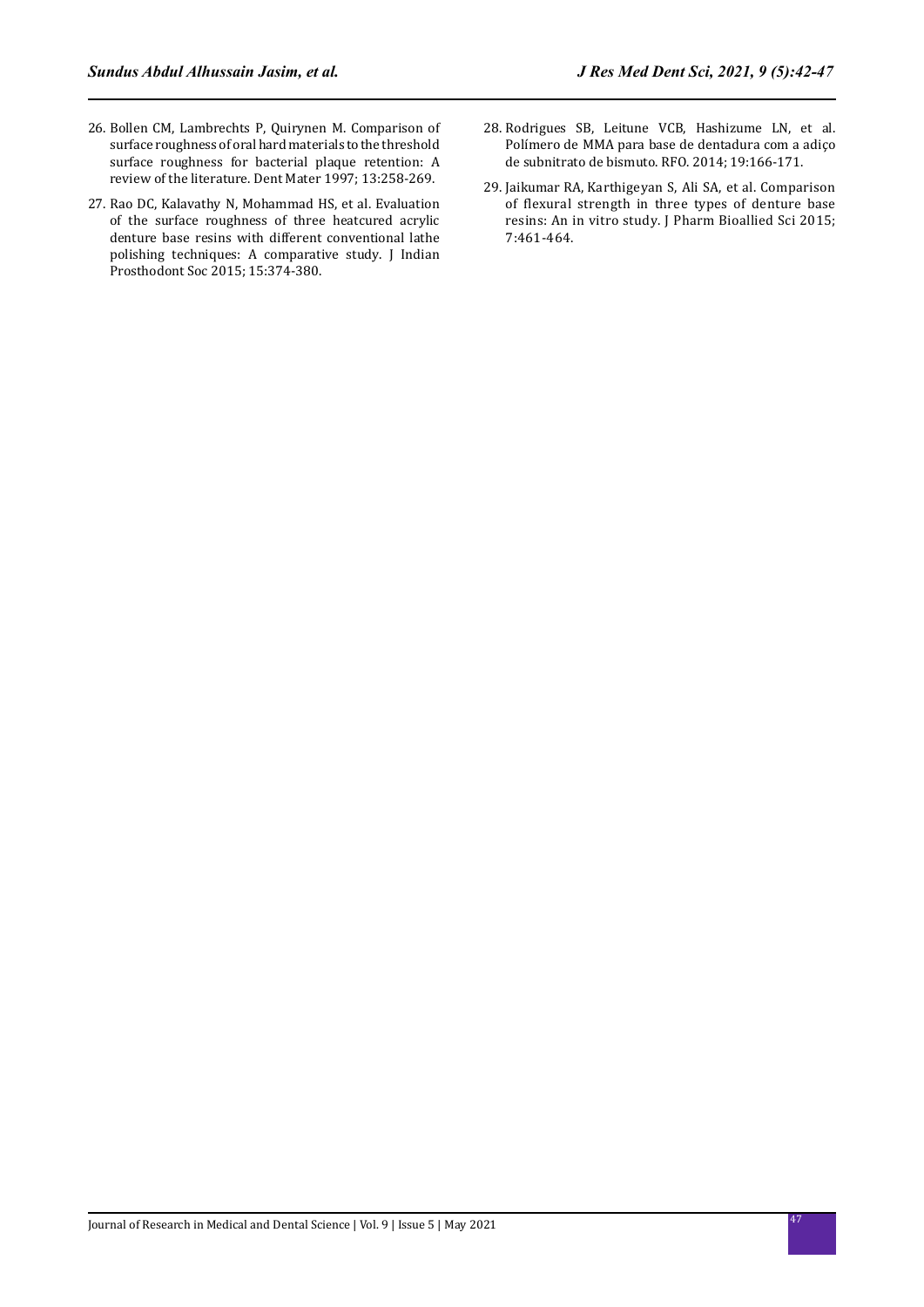26. Bollen CM, Lambrechts P, Quirynen M. Comparison of surface roughness of oral hard materials to the threshold surface roughness for bacterial plaque retention: A review of the literature. Dent Mater 1997; 13:258-269.

27. Rao DC, Kalavathy N, Mohammad HS, et al. Evaluation of the surface roughness of three heatcured acrylic denture base resins with different conventional lathe polishing techniques: A comparative study. J Indian Prosthodont Soc 2015; 15:374-380.

28. Rodrigues SB, Leitune VCB, Hashizume LN, et al. Polímero de MMA para base de dentadura com a adiço de subnitrato de bismuto. RFO. 2014; 19:166-171.

29. Jaikumar RA, Karthigeyan S, Ali SA, et al. Comparison of flexural strength in three types of denture base resins: An in vitro study. J Pharm Bioallied Sci 2015; 7:461-464.